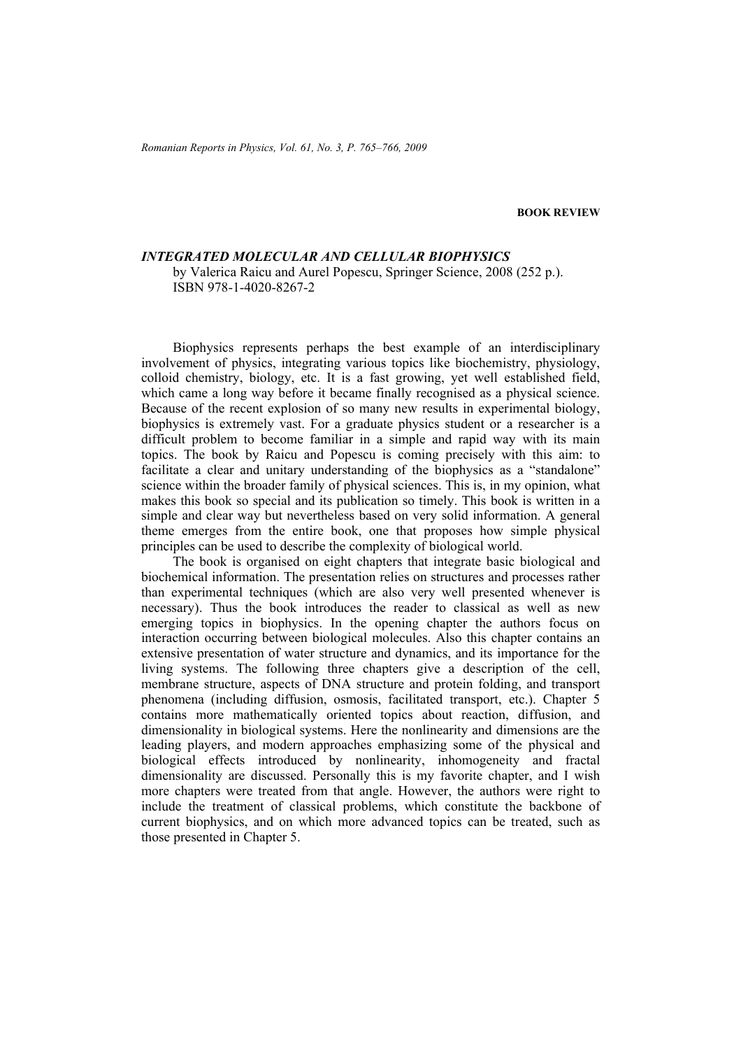**BOOK REVIEW**

***INTEGRATED MOLECULAR AND CELLULAR BIOPHYSICS***
by Valerica Raicu and Aurel Popescu, Springer Science, 2008 (252 p.).
ISBN 978-1-4020-8267-2

Biophysics represents perhaps the best example of an interdisciplinary involvement of physics, integrating various topics like biochemistry, physiology, colloid chemistry, biology, etc. It is a fast growing, yet well established field, which came a long way before it became finally recognised as a physical science. Because of the recent explosion of so many new results in experimental biology, biophysics is extremely vast. For a graduate physics student or a researcher is a difficult problem to become familiar in a simple and rapid way with its main topics. The book by Raicu and Popescu is coming precisely with this aim: to facilitate a clear and unitary understanding of the biophysics as a "standalone" science within the broader family of physical sciences. This is, in my opinion, what makes this book so special and its publication so timely. This book is written in a simple and clear way but nevertheless based on very solid information. A general theme emerges from the entire book, one that proposes how simple physical principles can be used to describe the complexity of biological world.

The book is organised on eight chapters that integrate basic biological and biochemical information. The presentation relies on structures and processes rather than experimental techniques (which are also very well presented whenever is necessary). Thus the book introduces the reader to classical as well as new emerging topics in biophysics. In the opening chapter the authors focus on interaction occurring between biological molecules. Also this chapter contains an extensive presentation of water structure and dynamics, and its importance for the living systems. The following three chapters give a description of the cell, membrane structure, aspects of DNA structure and protein folding, and transport phenomena (including diffusion, osmosis, facilitated transport, etc.). Chapter 5 contains more mathematically oriented topics about reaction, diffusion, and dimensionality in biological systems. Here the nonlinearity and dimensions are the leading players, and modern approaches emphasizing some of the physical and biological effects introduced by nonlinearity, inhomogeneity and fractal dimensionality are discussed. Personally this is my favorite chapter, and I wish more chapters were treated from that angle. However, the authors were right to include the treatment of classical problems, which constitute the backbone of current biophysics, and on which more advanced topics can be treated, such as those presented in Chapter 5.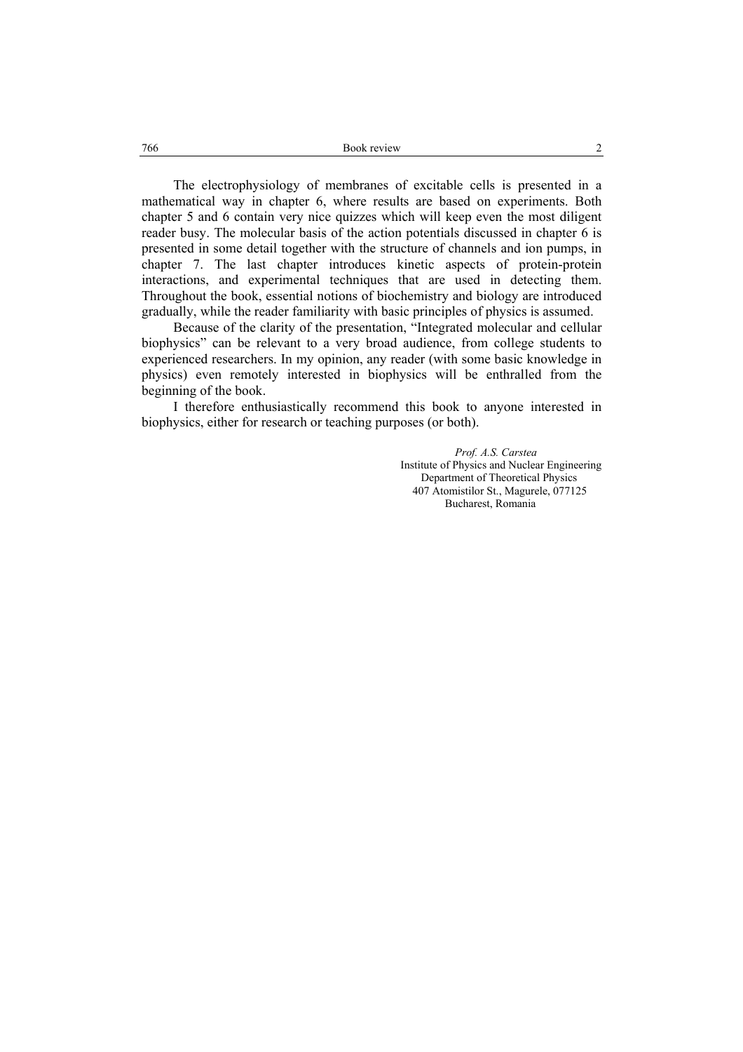The electrophysiology of membranes of excitable cells is presented in a mathematical way in chapter 6, where results are based on experiments. Both chapter 5 and 6 contain very nice quizzes which will keep even the most diligent reader busy. The molecular basis of the action potentials discussed in chapter 6 is presented in some detail together with the structure of channels and ion pumps, in chapter 7. The last chapter introduces kinetic aspects of protein-protein interactions, and experimental techniques that are used in detecting them. Throughout the book, essential notions of biochemistry and biology are introduced gradually, while the reader familiarity with basic principles of physics is assumed.

Because of the clarity of the presentation, "Integrated molecular and cellular biophysics" can be relevant to a very broad audience, from college students to experienced researchers. In my opinion, any reader (with some basic knowledge in physics) even remotely interested in biophysics will be enthralled from the beginning of the book.

I therefore enthusiastically recommend this book to anyone interested in biophysics, either for research or teaching purposes (or both).

*Prof. A.S. Carstea*
Institute of Physics and Nuclear Engineering
Department of Theoretical Physics
407 Atomistilor St., Magurele, 077125
Bucharest, Romania